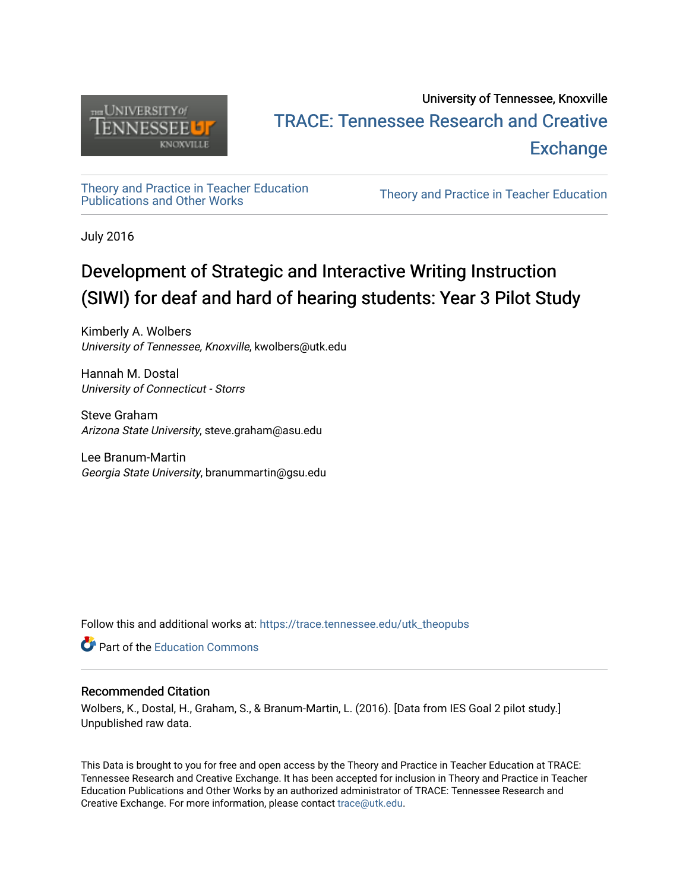University of Tennessee, Knoxville

TRACE: Tennessee Research and Creative Exchange

Theory and Practice in Teacher Education Publications and Other Works

Theory and Practice in Teacher Education

July 2016

# Development of Strategic and Interactive Writing Instruction (SIWI) for deaf and hard of hearing students: Year 3 Pilot Study

Kimberly A. Wolbers
*University of Tennessee, Knoxville*, kwolbers@utk.edu

Hannah M. Dostal
*University of Connecticut - Storrs*

Steve Graham
*Arizona State University*, steve.graham@asu.edu

Lee Branum-Martin
*Georgia State University*, branummartin@gsu.edu

Follow this and additional works at: https://trace.tennessee.edu/utk_theopubs

Part of the Education Commons

## Recommended Citation

Wolbers, K., Dostal, H., Graham, S., & Branum-Martin, L. (2016). [Data from IES Goal 2 pilot study.] Unpublished raw data.

This Data is brought to you for free and open access by the Theory and Practice in Teacher Education at TRACE: Tennessee Research and Creative Exchange. It has been accepted for inclusion in Theory and Practice in Teacher Education Publications and Other Works by an authorized administrator of TRACE: Tennessee Research and Creative Exchange. For more information, please contact trace@utk.edu.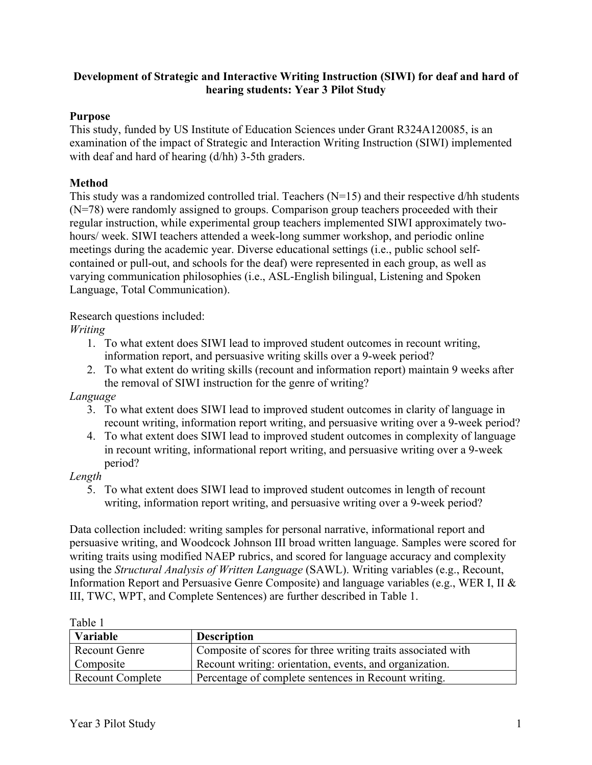**Development of Strategic and Interactive Writing Instruction (SIWI) for deaf and hard of hearing students: Year 3 Pilot Study**

## Purpose

This study, funded by US Institute of Education Sciences under Grant R324A120085, is an examination of the impact of Strategic and Interaction Writing Instruction (SIWI) implemented with deaf and hard of hearing (d/hh) 3-5th graders.

## Method

This study was a randomized controlled trial. Teachers (N=15) and their respective d/hh students (N=78) were randomly assigned to groups. Comparison group teachers proceeded with their regular instruction, while experimental group teachers implemented SIWI approximately two-hours/ week. SIWI teachers attended a week-long summer workshop, and periodic online meetings during the academic year. Diverse educational settings (i.e., public school self-contained or pull-out, and schools for the deaf) were represented in each group, as well as varying communication philosophies (i.e., ASL-English bilingual, Listening and Spoken Language, Total Communication).

Research questions included:

*Writing*

1. To what extent does SIWI lead to improved student outcomes in recount writing, information report, and persuasive writing skills over a 9-week period?
2. To what extent do writing skills (recount and information report) maintain 9 weeks after the removal of SIWI instruction for the genre of writing?

*Language*

3. To what extent does SIWI lead to improved student outcomes in clarity of language in recount writing, information report writing, and persuasive writing over a 9-week period?
4. To what extent does SIWI lead to improved student outcomes in complexity of language in recount writing, informational report writing, and persuasive writing over a 9-week period?

*Length*

5. To what extent does SIWI lead to improved student outcomes in length of recount writing, information report writing, and persuasive writing over a 9-week period?

Data collection included: writing samples for personal narrative, informational report and persuasive writing, and Woodcock Johnson III broad written language. Samples were scored for writing traits using modified NAEP rubrics, and scored for language accuracy and complexity using the *Structural Analysis of Written Language* (SAWL). Writing variables (e.g., Recount, Information Report and Persuasive Genre Composite) and language variables (e.g., WER I, II & III, TWC, WPT, and Complete Sentences) are further described in Table 1.

Table 1

| Variable | Description |
| --- | --- |
| Recount Genre Composite | Composite of scores for three writing traits associated with Recount writing: orientation, events, and organization. |
| Recount Complete | Percentage of complete sentences in Recount writing. |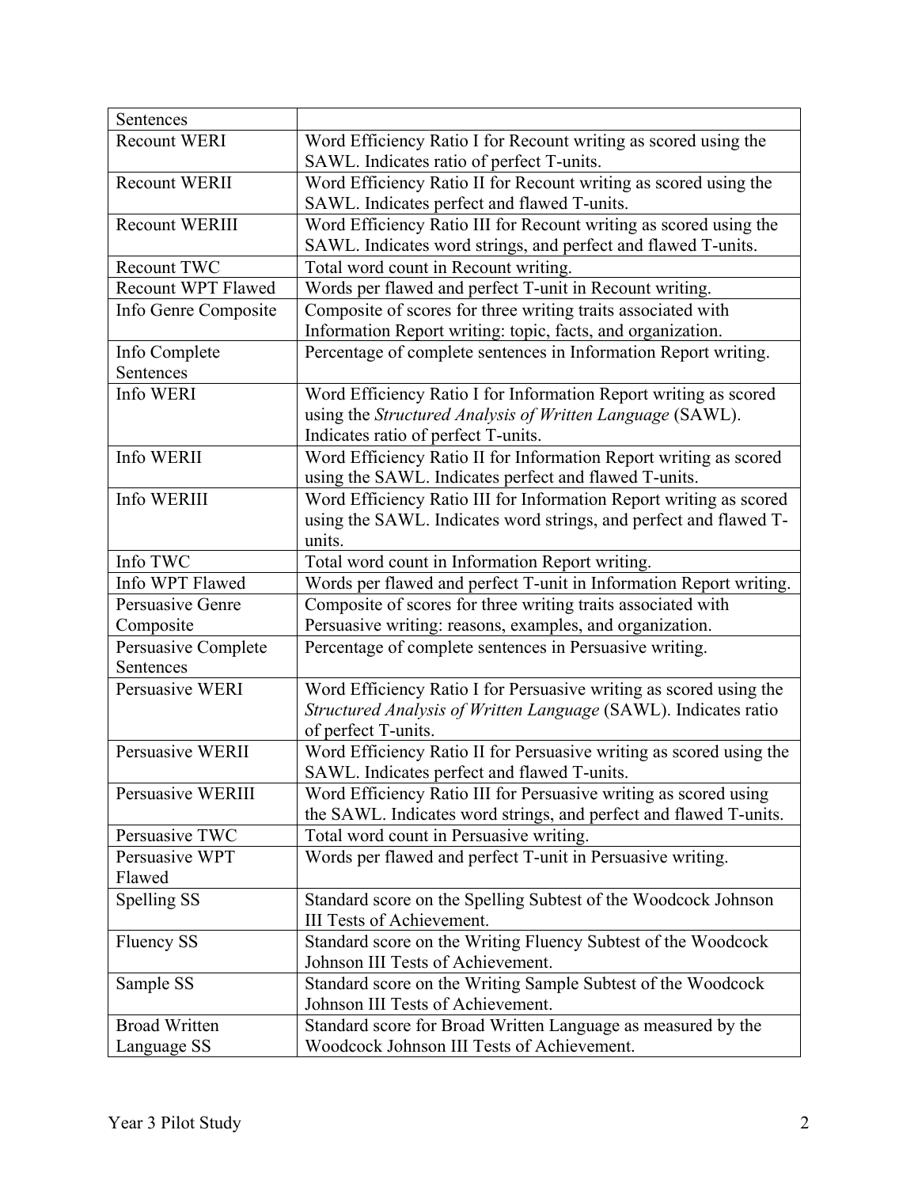| Sentences | |
|---|---|
| Recount WERI | Word Efficiency Ratio I for Recount writing as scored using the SAWL. Indicates ratio of perfect T-units. |
| Recount WERII | Word Efficiency Ratio II for Recount writing as scored using the SAWL. Indicates perfect and flawed T-units. |
| Recount WERIII | Word Efficiency Ratio III for Recount writing as scored using the SAWL. Indicates word strings, and perfect and flawed T-units. |
| Recount TWC | Total word count in Recount writing. |
| Recount WPT Flawed | Words per flawed and perfect T-unit in Recount writing. |
| Info Genre Composite | Composite of scores for three writing traits associated with Information Report writing: topic, facts, and organization. |
| Info Complete Sentences | Percentage of complete sentences in Information Report writing. |
| Info WERI | Word Efficiency Ratio I for Information Report writing as scored using the *Structured Analysis of Written Language* (SAWL). Indicates ratio of perfect T-units. |
| Info WERII | Word Efficiency Ratio II for Information Report writing as scored using the SAWL. Indicates perfect and flawed T-units. |
| Info WERIII | Word Efficiency Ratio III for Information Report writing as scored using the SAWL. Indicates word strings, and perfect and flawed T-units. |
| Info TWC | Total word count in Information Report writing. |
| Info WPT Flawed | Words per flawed and perfect T-unit in Information Report writing. |
| Persuasive Genre Composite | Composite of scores for three writing traits associated with Persuasive writing: reasons, examples, and organization. |
| Persuasive Complete Sentences | Percentage of complete sentences in Persuasive writing. |
| Persuasive WERI | Word Efficiency Ratio I for Persuasive writing as scored using the *Structured Analysis of Written Language* (SAWL). Indicates ratio of perfect T-units. |
| Persuasive WERII | Word Efficiency Ratio II for Persuasive writing as scored using the SAWL. Indicates perfect and flawed T-units. |
| Persuasive WERIII | Word Efficiency Ratio III for Persuasive writing as scored using the SAWL. Indicates word strings, and perfect and flawed T-units. |
| Persuasive TWC | Total word count in Persuasive writing. |
| Persuasive WPT Flawed | Words per flawed and perfect T-unit in Persuasive writing. |
| Spelling SS | Standard score on the Spelling Subtest of the Woodcock Johnson III Tests of Achievement. |
| Fluency SS | Standard score on the Writing Fluency Subtest of the Woodcock Johnson III Tests of Achievement. |
| Sample SS | Standard score on the Writing Sample Subtest of the Woodcock Johnson III Tests of Achievement. |
| Broad Written Language SS | Standard score for Broad Written Language as measured by the Woodcock Johnson III Tests of Achievement. |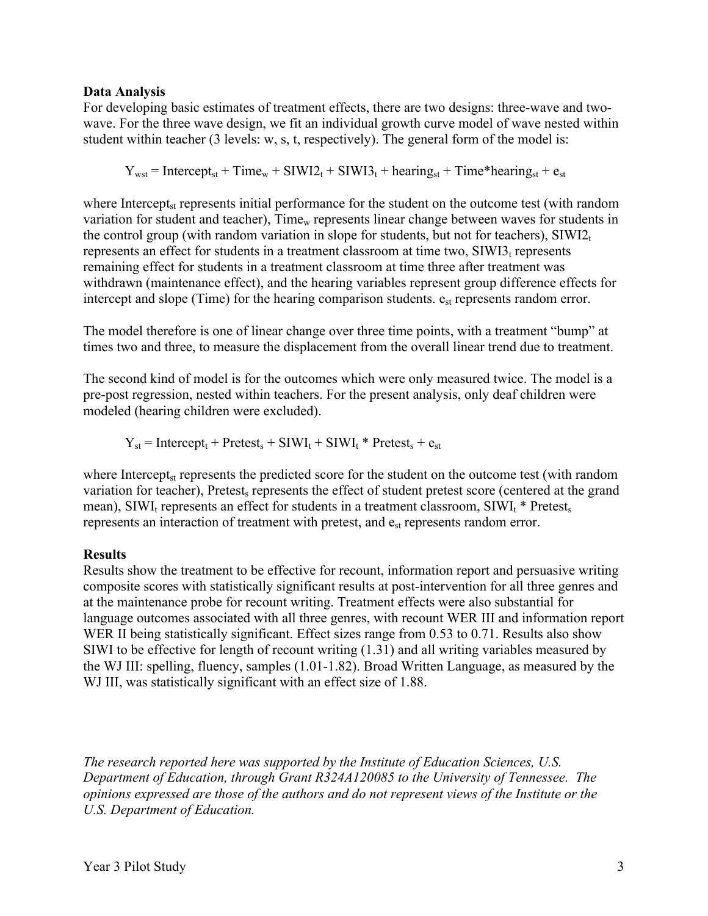**Data Analysis**

For developing basic estimates of treatment effects, there are two designs: three-wave and two-wave. For the three wave design, we fit an individual growth curve model of wave nested within student within teacher (3 levels: w, s, t, respectively). The general form of the model is:

$$Y_{wst} = \text{Intercept}_{st} + \text{Time}_{w} + \text{SIWI2}_{t} + \text{SIWI3}_{t} + \text{hearing}_{st} + \text{Time*hearing}_{st} + e_{st}$$

where $\text{Intercept}_{st}$ represents initial performance for the student on the outcome test (with random variation for student and teacher), $\text{Time}_{w}$ represents linear change between waves for students in the control group (with random variation in slope for students, but not for teachers), $\text{SIWI2}_{t}$ represents an effect for students in a treatment classroom at time two, $\text{SIWI3}_{t}$ represents remaining effect for students in a treatment classroom at time three after treatment was withdrawn (maintenance effect), and the hearing variables represent group difference effects for intercept and slope (Time) for the hearing comparison students. $e_{st}$ represents random error.

The model therefore is one of linear change over three time points, with a treatment "bump" at times two and three, to measure the displacement from the overall linear trend due to treatment.

The second kind of model is for the outcomes which were only measured twice. The model is a pre-post regression, nested within teachers. For the present analysis, only deaf children were modeled (hearing children were excluded).

$$Y_{st} = \text{Intercept}_{t} + \text{Pretest}_{s} + \text{SIWI}_{t} + \text{SIWI}_{t} * \text{Pretest}_{s} + e_{st}$$

where $\text{Intercept}_{st}$ represents the predicted score for the student on the outcome test (with random variation for teacher), $\text{Pretest}_{s}$ represents the effect of student pretest score (centered at the grand mean), $\text{SIWI}_{t}$ represents an effect for students in a treatment classroom, $\text{SIWI}_{t} * \text{Pretest}_{s}$ represents an interaction of treatment with pretest, and $e_{st}$ represents random error.

**Results**

Results show the treatment to be effective for recount, information report and persuasive writing composite scores with statistically significant results at post-intervention for all three genres and at the maintenance probe for recount writing. Treatment effects were also substantial for language outcomes associated with all three genres, with recount WER III and information report WER II being statistically significant. Effect sizes range from 0.53 to 0.71. Results also show SIWI to be effective for length of recount writing (1.31) and all writing variables measured by the WJ III: spelling, fluency, samples (1.01-1.82). Broad Written Language, as measured by the WJ III, was statistically significant with an effect size of 1.88.

*The research reported here was supported by the Institute of Education Sciences, U.S. Department of Education, through Grant R324A120085 to the University of Tennessee. The opinions expressed are those of the authors and do not represent views of the Institute or the U.S. Department of Education.*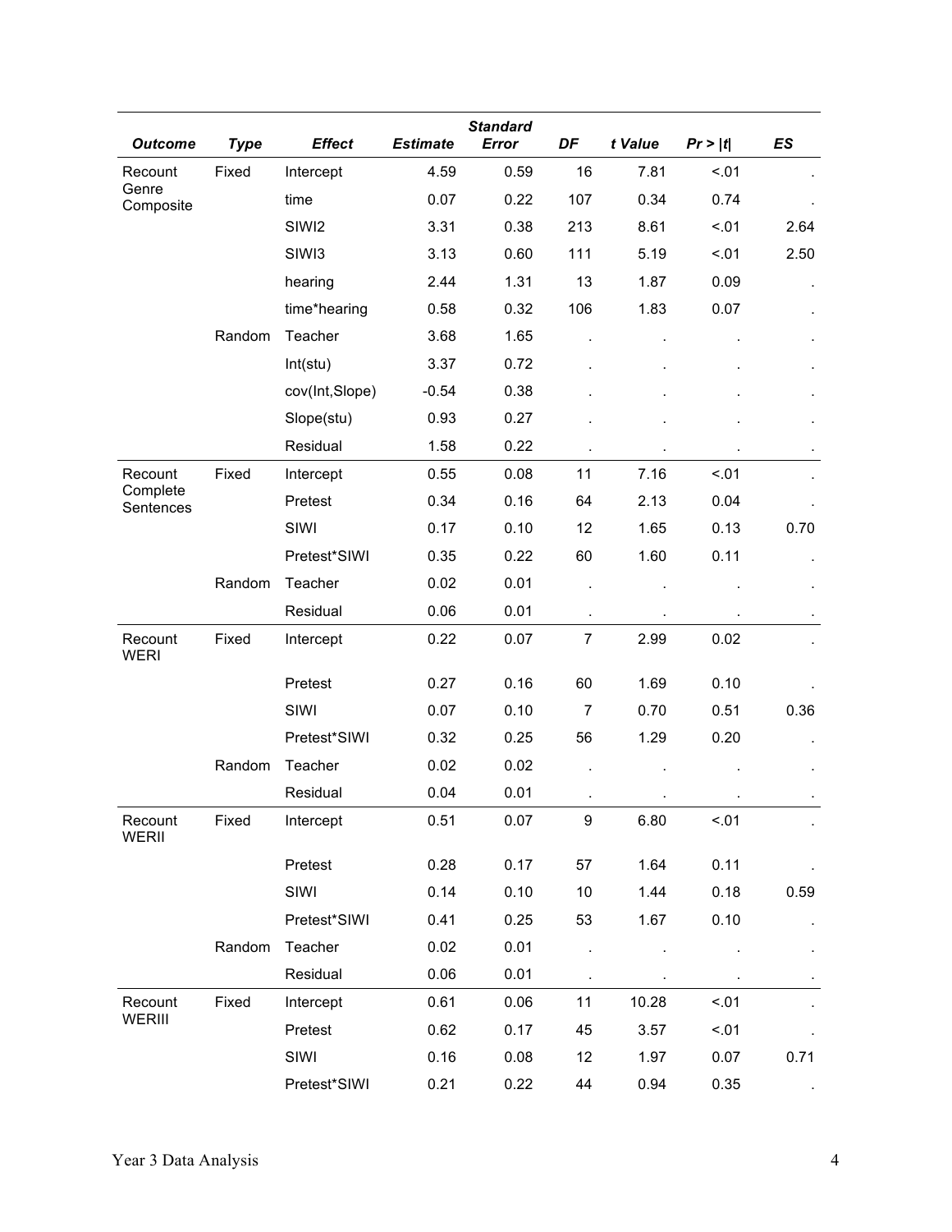| *Outcome* | *Type* | *Effect* | *Estimate* | *Standard Error* | *DF* | *t Value* | *Pr > \|t\|* | *ES* |
|---|---|---|---|---|---|---|---|---|
| Recount Genre Composite | Fixed | Intercept | 4.59 | 0.59 | 16 | 7.81 | <.01 | . |
| | | time | 0.07 | 0.22 | 107 | 0.34 | 0.74 | . |
| | | SIWI2 | 3.31 | 0.38 | 213 | 8.61 | <.01 | 2.64 |
| | | SIWI3 | 3.13 | 0.60 | 111 | 5.19 | <.01 | 2.50 |
| | | hearing | 2.44 | 1.31 | 13 | 1.87 | 0.09 | . |
| | | time*hearing | 0.58 | 0.32 | 106 | 1.83 | 0.07 | . |
| | Random | Teacher | 3.68 | 1.65 | . | . | . | . |
| | | Int(stu) | 3.37 | 0.72 | . | . | . | . |
| | | cov(Int,Slope) | -0.54 | 0.38 | . | . | . | . |
| | | Slope(stu) | 0.93 | 0.27 | . | . | . | . |
| | | Residual | 1.58 | 0.22 | . | . | . | . |
| Recount Complete Sentences | Fixed | Intercept | 0.55 | 0.08 | 11 | 7.16 | <.01 | . |
| | | Pretest | 0.34 | 0.16 | 64 | 2.13 | 0.04 | . |
| | | SIWI | 0.17 | 0.10 | 12 | 1.65 | 0.13 | 0.70 |
| | | Pretest*SIWI | 0.35 | 0.22 | 60 | 1.60 | 0.11 | . |
| | Random | Teacher | 0.02 | 0.01 | . | . | . | . |
| | | Residual | 0.06 | 0.01 | . | . | . | . |
| Recount WERI | Fixed | Intercept | 0.22 | 0.07 | 7 | 2.99 | 0.02 | . |
| | | Pretest | 0.27 | 0.16 | 60 | 1.69 | 0.10 | . |
| | | SIWI | 0.07 | 0.10 | 7 | 0.70 | 0.51 | 0.36 |
| | | Pretest*SIWI | 0.32 | 0.25 | 56 | 1.29 | 0.20 | . |
| | Random | Teacher | 0.02 | 0.02 | . | . | . | . |
| | | Residual | 0.04 | 0.01 | . | . | . | . |
| Recount WERII | Fixed | Intercept | 0.51 | 0.07 | 9 | 6.80 | <.01 | . |
| | | Pretest | 0.28 | 0.17 | 57 | 1.64 | 0.11 | . |
| | | SIWI | 0.14 | 0.10 | 10 | 1.44 | 0.18 | 0.59 |
| | | Pretest*SIWI | 0.41 | 0.25 | 53 | 1.67 | 0.10 | . |
| | Random | Teacher | 0.02 | 0.01 | . | . | . | . |
| | | Residual | 0.06 | 0.01 | . | . | . | . |
| Recount WERIII | Fixed | Intercept | 0.61 | 0.06 | 11 | 10.28 | <.01 | . |
| | | Pretest | 0.62 | 0.17 | 45 | 3.57 | <.01 | . |
| | | SIWI | 0.16 | 0.08 | 12 | 1.97 | 0.07 | 0.71 |
| | | Pretest*SIWI | 0.21 | 0.22 | 44 | 0.94 | 0.35 | . |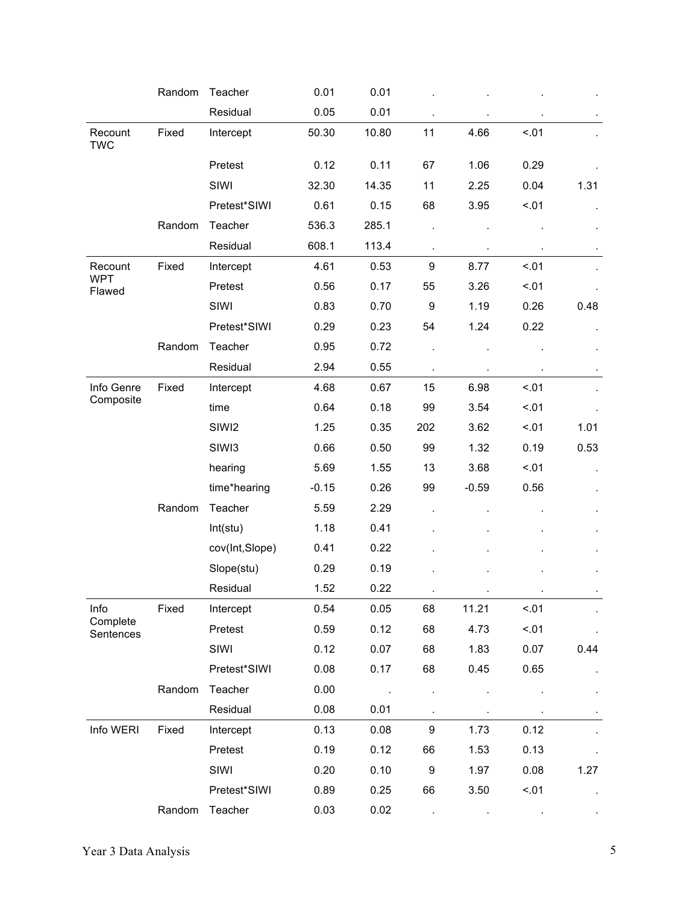| | | | | | | | | |
|---|---|---|---|---|---|---|---|---|
| | Random | Teacher | 0.01 | 0.01 | . | . | . | . |
| | | Residual | 0.05 | 0.01 | . | . | . | . |
| Recount TWC | Fixed | Intercept | 50.30 | 10.80 | 11 | 4.66 | <.01 | . |
| | | Pretest | 0.12 | 0.11 | 67 | 1.06 | 0.29 | . |
| | | SIWI | 32.30 | 14.35 | 11 | 2.25 | 0.04 | 1.31 |
| | | Pretest*SIWI | 0.61 | 0.15 | 68 | 3.95 | <.01 | . |
| | Random | Teacher | 536.3 | 285.1 | . | . | . | . |
| | | Residual | 608.1 | 113.4 | . | . | . | . |
| Recount WPT Flawed | Fixed | Intercept | 4.61 | 0.53 | 9 | 8.77 | <.01 | . |
| | | Pretest | 0.56 | 0.17 | 55 | 3.26 | <.01 | . |
| | | SIWI | 0.83 | 0.70 | 9 | 1.19 | 0.26 | 0.48 |
| | | Pretest*SIWI | 0.29 | 0.23 | 54 | 1.24 | 0.22 | . |
| | Random | Teacher | 0.95 | 0.72 | . | . | . | . |
| | | Residual | 2.94 | 0.55 | . | . | . | . |
| Info Genre Composite | Fixed | Intercept | 4.68 | 0.67 | 15 | 6.98 | <.01 | . |
| | | time | 0.64 | 0.18 | 99 | 3.54 | <.01 | . |
| | | SIWI2 | 1.25 | 0.35 | 202 | 3.62 | <.01 | 1.01 |
| | | SIWI3 | 0.66 | 0.50 | 99 | 1.32 | 0.19 | 0.53 |
| | | hearing | 5.69 | 1.55 | 13 | 3.68 | <.01 | . |
| | | time*hearing | -0.15 | 0.26 | 99 | -0.59 | 0.56 | . |
| | Random | Teacher | 5.59 | 2.29 | . | . | . | . |
| | | Int(stu) | 1.18 | 0.41 | . | . | . | . |
| | | cov(Int,Slope) | 0.41 | 0.22 | . | . | . | . |
| | | Slope(stu) | 0.29 | 0.19 | . | . | . | . |
| | | Residual | 1.52 | 0.22 | . | . | . | . |
| Info Complete Sentences | Fixed | Intercept | 0.54 | 0.05 | 68 | 11.21 | <.01 | . |
| | | Pretest | 0.59 | 0.12 | 68 | 4.73 | <.01 | . |
| | | SIWI | 0.12 | 0.07 | 68 | 1.83 | 0.07 | 0.44 |
| | | Pretest*SIWI | 0.08 | 0.17 | 68 | 0.45 | 0.65 | . |
| | Random | Teacher | 0.00 | . | . | . | . | . |
| | | Residual | 0.08 | 0.01 | . | . | . | . |
| Info WERI | Fixed | Intercept | 0.13 | 0.08 | 9 | 1.73 | 0.12 | . |
| | | Pretest | 0.19 | 0.12 | 66 | 1.53 | 0.13 | . |
| | | SIWI | 0.20 | 0.10 | 9 | 1.97 | 0.08 | 1.27 |
| | | Pretest*SIWI | 0.89 | 0.25 | 66 | 3.50 | <.01 | . |
| | Random | Teacher | 0.03 | 0.02 | . | . | . | . |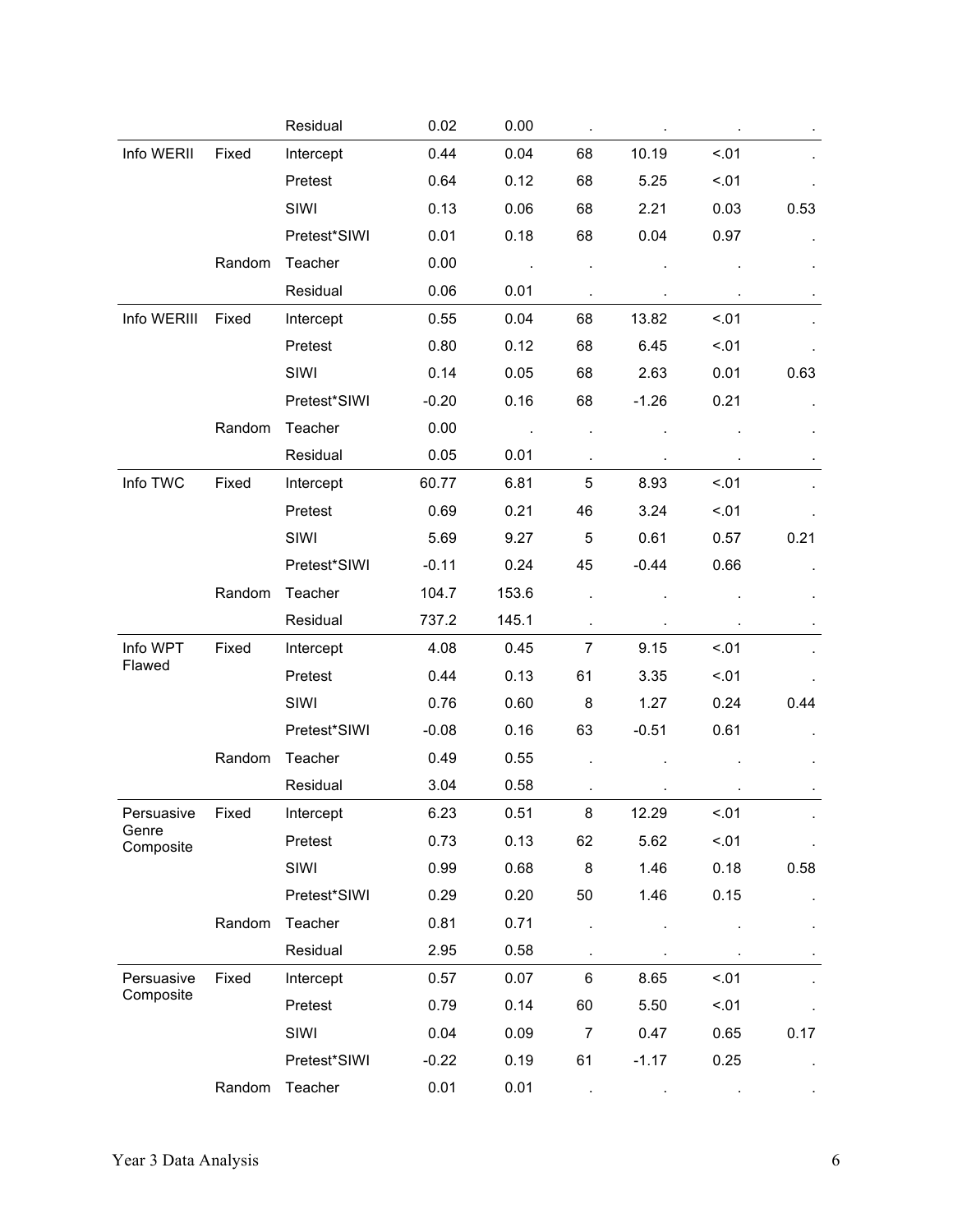| | | | | | | | |
|---|---|---|---|---|---|---|---|
| | | Residual | 0.02 | 0.00 | . | . | . | . |
| Info WERII | Fixed | Intercept | 0.44 | 0.04 | 68 | 10.19 | <.01 | . |
| | | Pretest | 0.64 | 0.12 | 68 | 5.25 | <.01 | . |
| | | SIWI | 0.13 | 0.06 | 68 | 2.21 | 0.03 | 0.53 |
| | | Pretest*SIWI | 0.01 | 0.18 | 68 | 0.04 | 0.97 | . |
| | Random | Teacher | 0.00 | . | . | . | . | . |
| | | Residual | 0.06 | 0.01 | . | . | . | . |
| Info WERIII | Fixed | Intercept | 0.55 | 0.04 | 68 | 13.82 | <.01 | . |
| | | Pretest | 0.80 | 0.12 | 68 | 6.45 | <.01 | . |
| | | SIWI | 0.14 | 0.05 | 68 | 2.63 | 0.01 | 0.63 |
| | | Pretest*SIWI | -0.20 | 0.16 | 68 | -1.26 | 0.21 | . |
| | Random | Teacher | 0.00 | . | . | . | . | . |
| | | Residual | 0.05 | 0.01 | . | . | . | . |
| Info TWC | Fixed | Intercept | 60.77 | 6.81 | 5 | 8.93 | <.01 | . |
| | | Pretest | 0.69 | 0.21 | 46 | 3.24 | <.01 | . |
| | | SIWI | 5.69 | 9.27 | 5 | 0.61 | 0.57 | 0.21 |
| | | Pretest*SIWI | -0.11 | 0.24 | 45 | -0.44 | 0.66 | . |
| | Random | Teacher | 104.7 | 153.6 | . | . | . | . |
| | | Residual | 737.2 | 145.1 | . | . | . | . |
| Info WPT Flawed | Fixed | Intercept | 4.08 | 0.45 | 7 | 9.15 | <.01 | . |
| | | Pretest | 0.44 | 0.13 | 61 | 3.35 | <.01 | . |
| | | SIWI | 0.76 | 0.60 | 8 | 1.27 | 0.24 | 0.44 |
| | | Pretest*SIWI | -0.08 | 0.16 | 63 | -0.51 | 0.61 | . |
| | Random | Teacher | 0.49 | 0.55 | . | . | . | . |
| | | Residual | 3.04 | 0.58 | . | . | . | . |
| Persuasive Genre Composite | Fixed | Intercept | 6.23 | 0.51 | 8 | 12.29 | <.01 | . |
| | | Pretest | 0.73 | 0.13 | 62 | 5.62 | <.01 | . |
| | | SIWI | 0.99 | 0.68 | 8 | 1.46 | 0.18 | 0.58 |
| | | Pretest*SIWI | 0.29 | 0.20 | 50 | 1.46 | 0.15 | . |
| | Random | Teacher | 0.81 | 0.71 | . | . | . | . |
| | | Residual | 2.95 | 0.58 | . | . | . | . |
| Persuasive Composite | Fixed | Intercept | 0.57 | 0.07 | 6 | 8.65 | <.01 | . |
| | | Pretest | 0.79 | 0.14 | 60 | 5.50 | <.01 | . |
| | | SIWI | 0.04 | 0.09 | 7 | 0.47 | 0.65 | 0.17 |
| | | Pretest*SIWI | -0.22 | 0.19 | 61 | -1.17 | 0.25 | . |
| | Random | Teacher | 0.01 | 0.01 | . | . | . | . |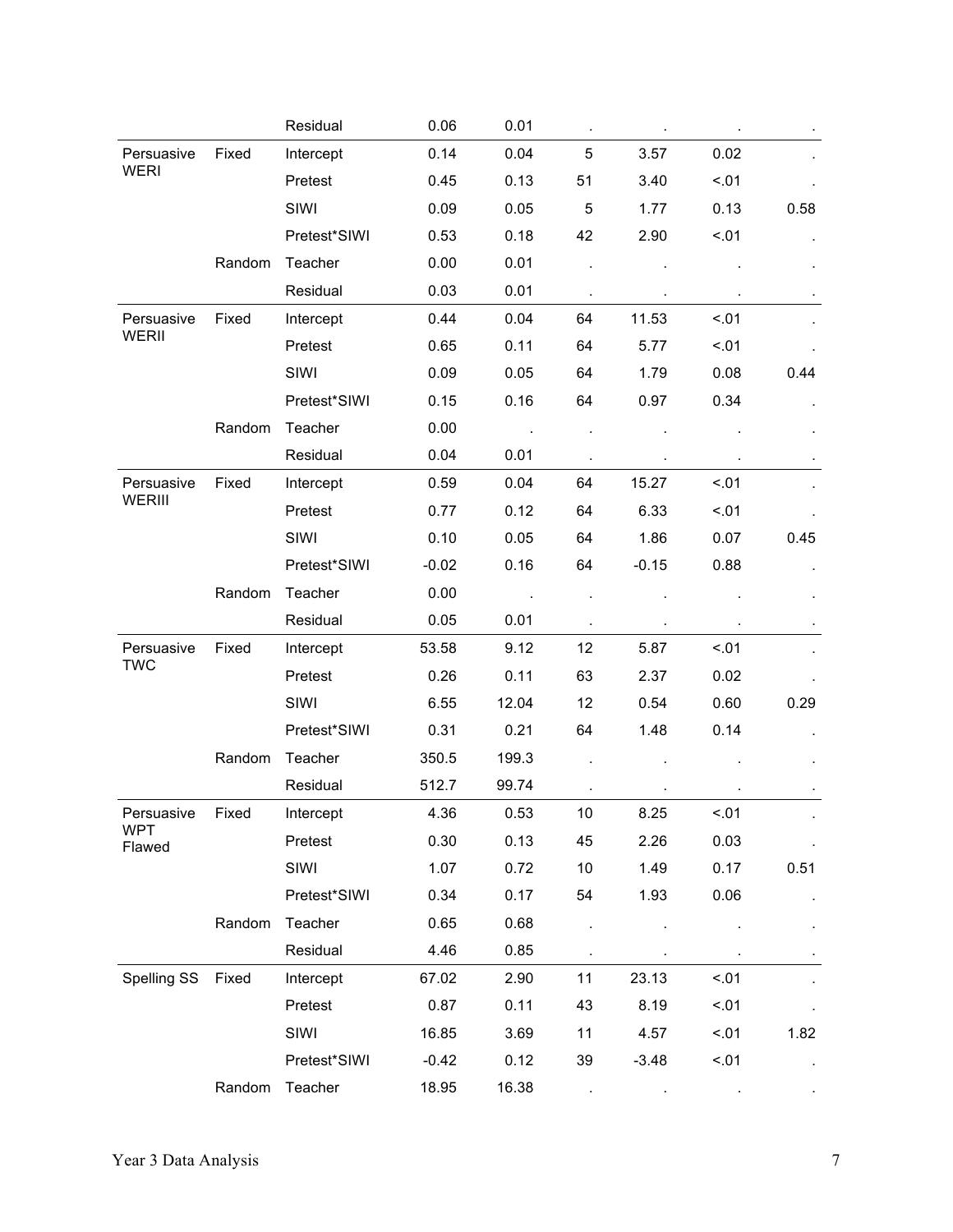| | | Residual | 0.06 | 0.01 | . | . | . | . |
|---|---|---|---|---|---|---|---|---|
| Persuasive WERI | Fixed | Intercept | 0.14 | 0.04 | 5 | 3.57 | 0.02 | . |
| | | Pretest | 0.45 | 0.13 | 51 | 3.40 | <.01 | . |
| | | SIWI | 0.09 | 0.05 | 5 | 1.77 | 0.13 | 0.58 |
| | | Pretest*SIWI | 0.53 | 0.18 | 42 | 2.90 | <.01 | . |
| | Random | Teacher | 0.00 | 0.01 | . | . | . | . |
| | | Residual | 0.03 | 0.01 | . | . | . | . |
| Persuasive WERII | Fixed | Intercept | 0.44 | 0.04 | 64 | 11.53 | <.01 | . |
| | | Pretest | 0.65 | 0.11 | 64 | 5.77 | <.01 | . |
| | | SIWI | 0.09 | 0.05 | 64 | 1.79 | 0.08 | 0.44 |
| | | Pretest*SIWI | 0.15 | 0.16 | 64 | 0.97 | 0.34 | . |
| | Random | Teacher | 0.00 | . | . | . | . | . |
| | | Residual | 0.04 | 0.01 | . | . | . | . |
| Persuasive WERIII | Fixed | Intercept | 0.59 | 0.04 | 64 | 15.27 | <.01 | . |
| | | Pretest | 0.77 | 0.12 | 64 | 6.33 | <.01 | . |
| | | SIWI | 0.10 | 0.05 | 64 | 1.86 | 0.07 | 0.45 |
| | | Pretest*SIWI | -0.02 | 0.16 | 64 | -0.15 | 0.88 | . |
| | Random | Teacher | 0.00 | . | . | . | . | . |
| | | Residual | 0.05 | 0.01 | . | . | . | . |
| Persuasive TWC | Fixed | Intercept | 53.58 | 9.12 | 12 | 5.87 | <.01 | . |
| | | Pretest | 0.26 | 0.11 | 63 | 2.37 | 0.02 | . |
| | | SIWI | 6.55 | 12.04 | 12 | 0.54 | 0.60 | 0.29 |
| | | Pretest*SIWI | 0.31 | 0.21 | 64 | 1.48 | 0.14 | . |
| | Random | Teacher | 350.5 | 199.3 | . | . | . | . |
| | | Residual | 512.7 | 99.74 | . | . | . | . |
| Persuasive WPT Flawed | Fixed | Intercept | 4.36 | 0.53 | 10 | 8.25 | <.01 | . |
| | | Pretest | 0.30 | 0.13 | 45 | 2.26 | 0.03 | . |
| | | SIWI | 1.07 | 0.72 | 10 | 1.49 | 0.17 | 0.51 |
| | | Pretest*SIWI | 0.34 | 0.17 | 54 | 1.93 | 0.06 | . |
| | Random | Teacher | 0.65 | 0.68 | . | . | . | . |
| | | Residual | 4.46 | 0.85 | . | . | . | . |
| Spelling SS | Fixed | Intercept | 67.02 | 2.90 | 11 | 23.13 | <.01 | . |
| | | Pretest | 0.87 | 0.11 | 43 | 8.19 | <.01 | . |
| | | SIWI | 16.85 | 3.69 | 11 | 4.57 | <.01 | 1.82 |
| | | Pretest*SIWI | -0.42 | 0.12 | 39 | -3.48 | <.01 | . |
| | Random | Teacher | 18.95 | 16.38 | . | . | . | . |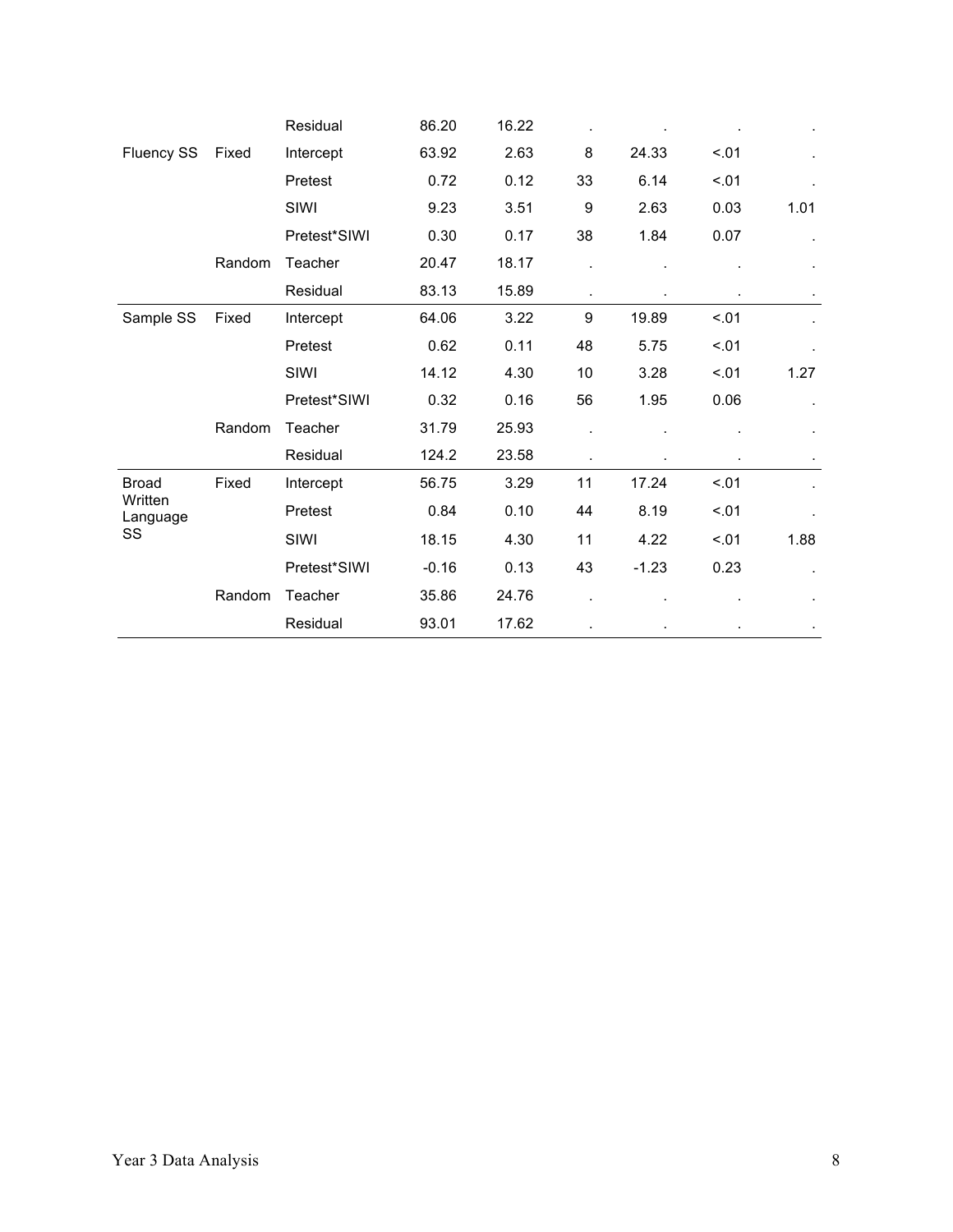| | | | | | | | | |
|---|---|---|---|---|---|---|---|---|
| | | Residual | 86.20 | 16.22 | . | . | . | . |
| Fluency SS | Fixed | Intercept | 63.92 | 2.63 | 8 | 24.33 | <.01 | . |
| | | Pretest | 0.72 | 0.12 | 33 | 6.14 | <.01 | . |
| | | SIWI | 9.23 | 3.51 | 9 | 2.63 | 0.03 | 1.01 |
| | | Pretest*SIWI | 0.30 | 0.17 | 38 | 1.84 | 0.07 | . |
| | Random | Teacher | 20.47 | 18.17 | . | . | . | . |
| | | Residual | 83.13 | 15.89 | . | . | . | . |
| Sample SS | Fixed | Intercept | 64.06 | 3.22 | 9 | 19.89 | <.01 | . |
| | | Pretest | 0.62 | 0.11 | 48 | 5.75 | <.01 | . |
| | | SIWI | 14.12 | 4.30 | 10 | 3.28 | <.01 | 1.27 |
| | | Pretest*SIWI | 0.32 | 0.16 | 56 | 1.95 | 0.06 | . |
| | Random | Teacher | 31.79 | 25.93 | . | . | . | . |
| | | Residual | 124.2 | 23.58 | . | . | . | . |
| Broad Written Language SS | Fixed | Intercept | 56.75 | 3.29 | 11 | 17.24 | <.01 | . |
| | | Pretest | 0.84 | 0.10 | 44 | 8.19 | <.01 | . |
| | | SIWI | 18.15 | 4.30 | 11 | 4.22 | <.01 | 1.88 |
| | | Pretest*SIWI | -0.16 | 0.13 | 43 | -1.23 | 0.23 | . |
| | Random | Teacher | 35.86 | 24.76 | . | . | . | . |
| | | Residual | 93.01 | 17.62 | . | . | . | . |